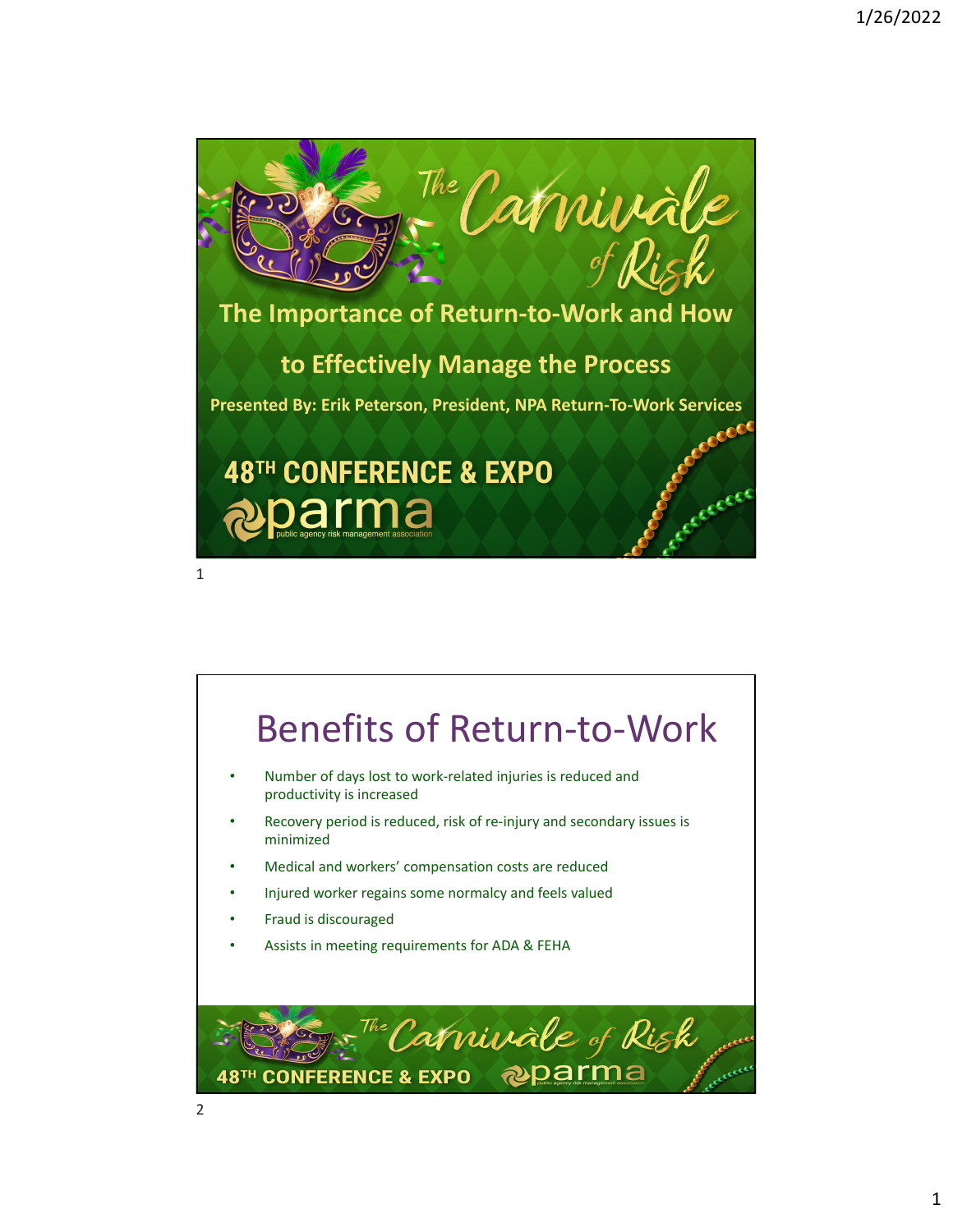# The Carnivàle of Risk

## The Importance of Return-to-Work and How to Effectively Manage the Process

**Presented By: Erik Peterson, President, NPA Return-To-Work Services**

48TH CONFERENCE & EXPO

parma public agency risk management association

## Benefits of Return-to-Work

- Number of days lost to work-related injuries is reduced and productivity is increased
- Recovery period is reduced, risk of re-injury and secondary issues is minimized
- Medical and workers' compensation costs are reduced
- Injured worker regains some normalcy and feels valued
- Fraud is discouraged
- Assists in meeting requirements for ADA & FEHA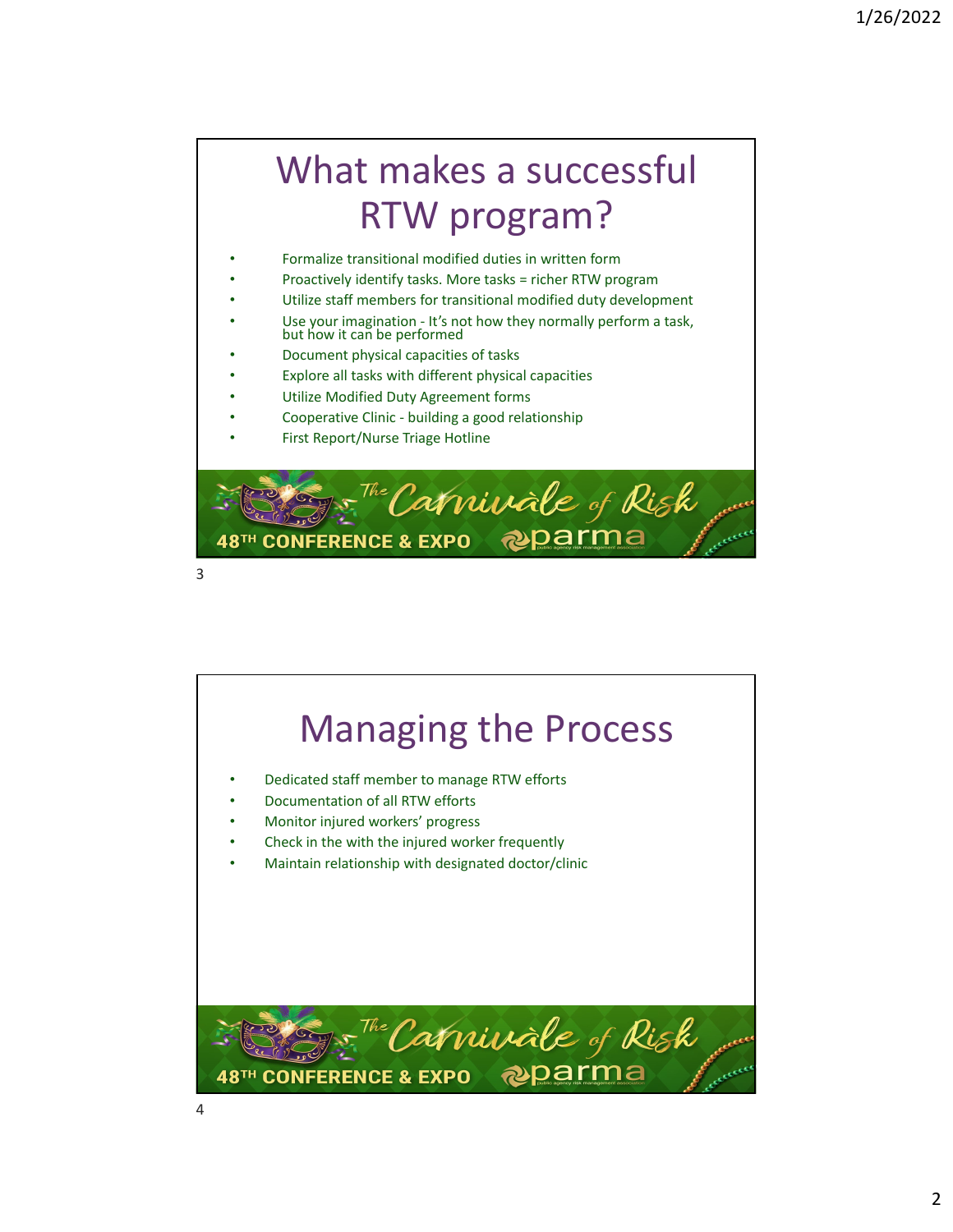# What makes a successful RTW program?

- Formalize transitional modified duties in written form
- Proactively identify tasks. More tasks = richer RTW program
- Utilize staff members for transitional modified duty development
- Use your imagination - It's not how they normally perform a task, but how it can be performed
- Document physical capacities of tasks
- Explore all tasks with different physical capacities
- Utilize Modified Duty Agreement forms
- Cooperative Clinic - building a good relationship
- First Report/Nurse Triage Hotline

# Managing the Process

- Dedicated staff member to manage RTW efforts
- Documentation of all RTW efforts
- Monitor injured workers' progress
- Check in the with the injured worker frequently
- Maintain relationship with designated doctor/clinic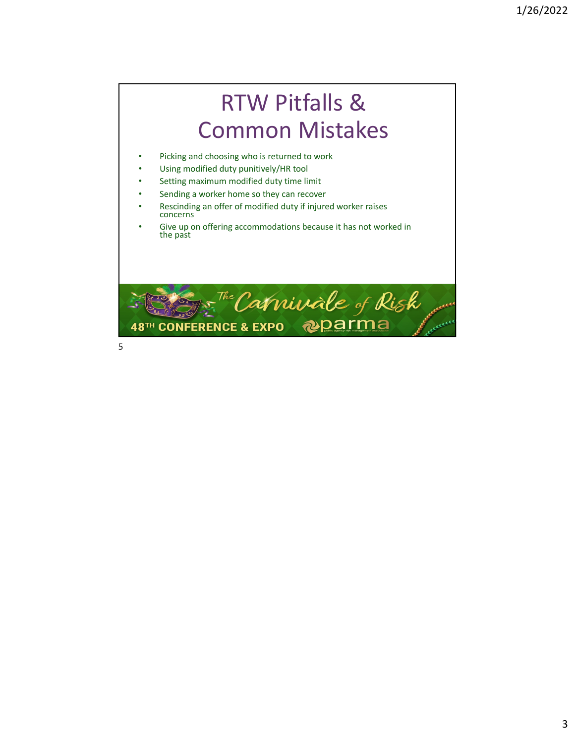# RTW Pitfalls & Common Mistakes

- Picking and choosing who is returned to work
- Using modified duty punitively/HR tool
- Setting maximum modified duty time limit
- Sending a worker home so they can recover
- Rescinding an offer of modified duty if injured worker raises concerns
- Give up on offering accommodations because it has not worked in the past

The Carnivàle of Risk

48TH CONFERENCE & EXPO

parma